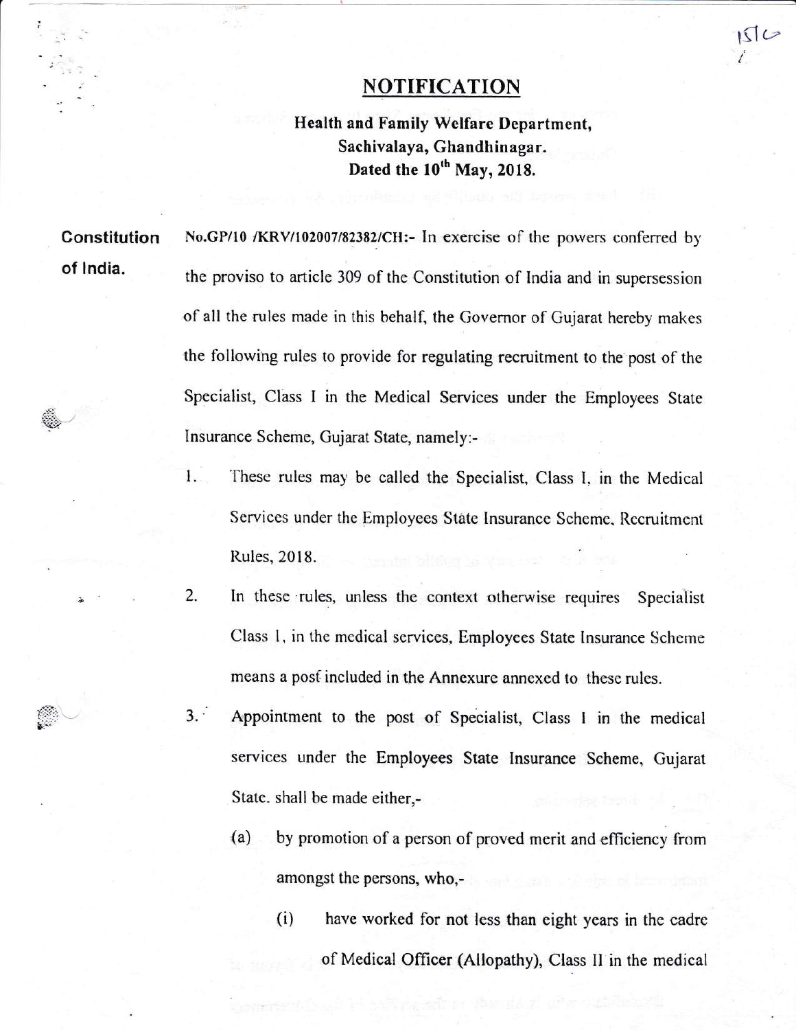# NOTIFICATION

**Health and Family Welfare Department,**
**Sachivalaya, Ghandhinagar.**
**Dated the 10th May, 2018.**

**Constitution of India.**

No.GP/10 /KRV/102007/82382/CH:- In exercise of the powers conferred by the proviso to article 309 of the Constitution of India and in supersession of all the rules made in this behalf, the Governor of Gujarat hereby makes the following rules to provide for regulating recruitment to the post of the Specialist, Class I in the Medical Services under the Employees State Insurance Scheme, Gujarat State, namely:-

1. These rules may be called the Specialist, Class I, in the Medical Services under the Employees State Insurance Scheme, Recruitment Rules, 2018.

2. In these rules, unless the context otherwise requires Specialist Class I, in the medical services, Employees State Insurance Scheme means a post included in the Annexure annexed to these rules.

3. Appointment to the post of Specialist, Class I in the medical services under the Employees State Insurance Scheme, Gujarat State, shall be made either,-

   (a) by promotion of a person of proved merit and efficiency from amongst the persons, who,-

      (i) have worked for not less than eight years in the cadre of Medical Officer (Allopathy), Class II in the medical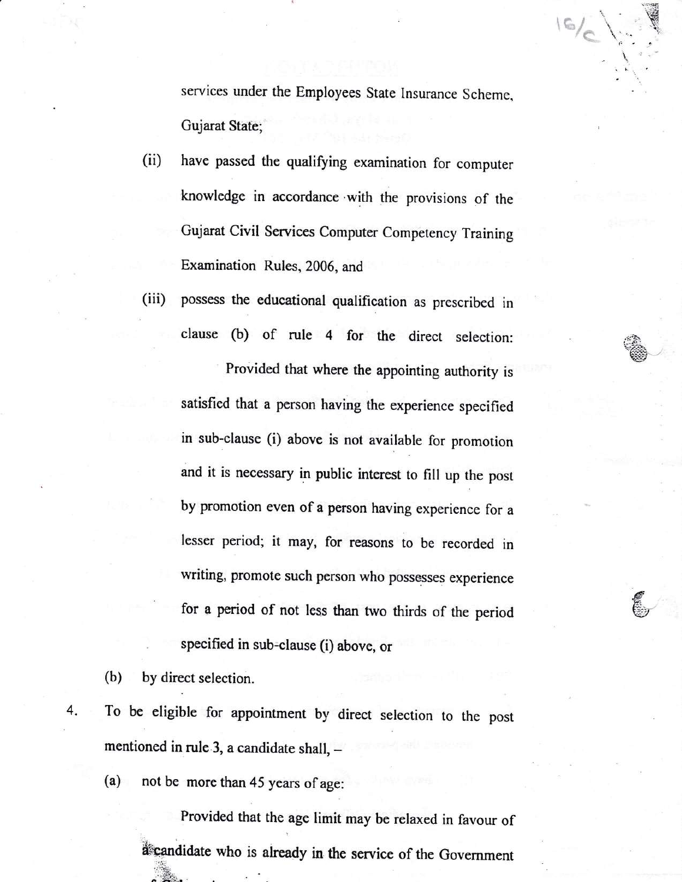services under the Employees State Insurance Scheme, Gujarat State;

(ii) have passed the qualifying examination for computer knowledge in accordance with the provisions of the Gujarat Civil Services Computer Competency Training Examination Rules, 2006, and

(iii) possess the educational qualification as prescribed in clause (b) of rule 4 for the direct selection:

Provided that where the appointing authority is satisfied that a person having the experience specified in sub-clause (i) above is not available for promotion and it is necessary in public interest to fill up the post by promotion even of a person having experience for a lesser period; it may, for reasons to be recorded in writing, promote such person who possesses experience for a period of not less than two thirds of the period specified in sub-clause (i) above, or

(b) by direct selection.

4. To be eligible for appointment by direct selection to the post mentioned in rule 3, a candidate shall, –

(a) not be more than 45 years of age:

Provided that the age limit may be relaxed in favour of a candidate who is already in the service of the Government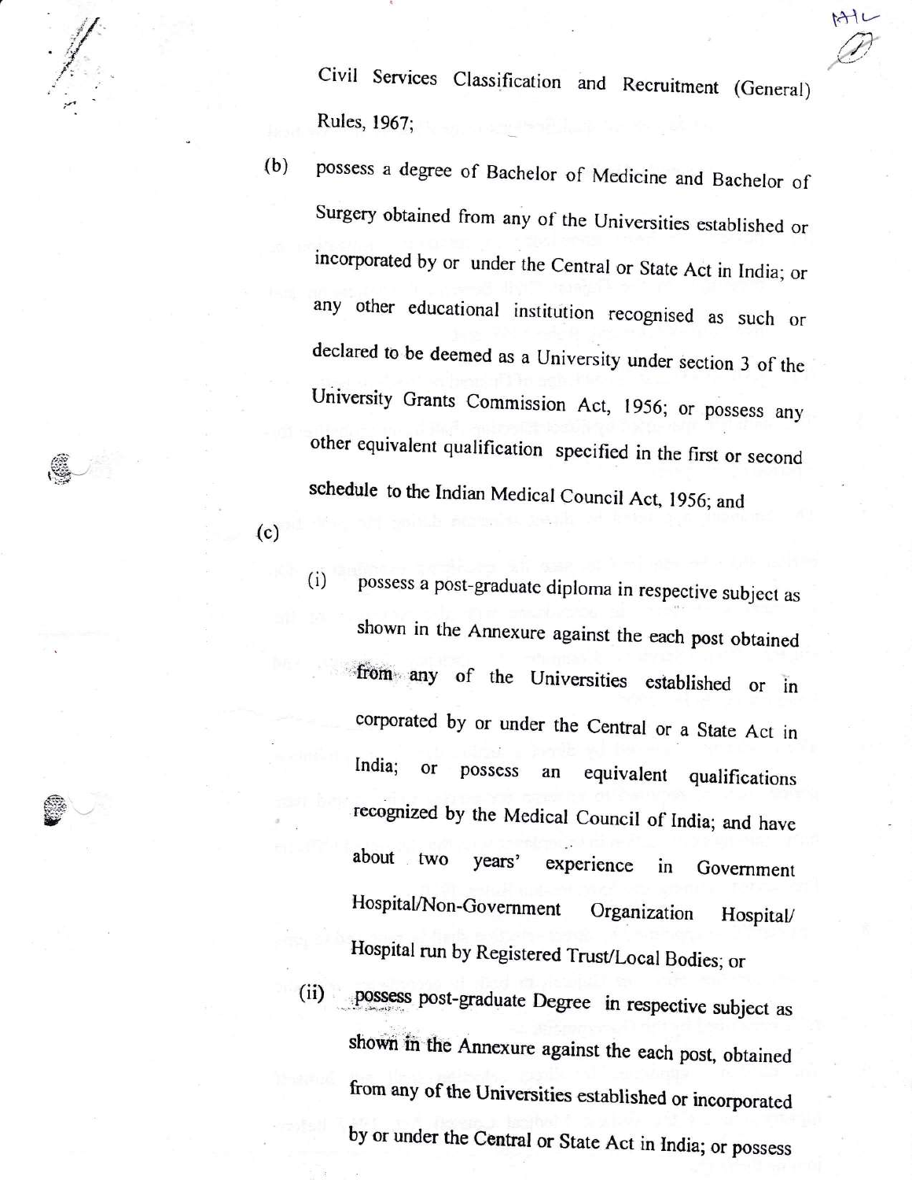Civil Services Classification and Recruitment (General) Rules, 1967;

(b) possess a degree of Bachelor of Medicine and Bachelor of Surgery obtained from any of the Universities established or incorporated by or under the Central or State Act in India; or any other educational institution recognised as such or declared to be deemed as a University under section 3 of the University Grants Commission Act, 1956; or possess any other equivalent qualification specified in the first or second schedule to the Indian Medical Council Act, 1956; and

(c)

(i) possess a post-graduate diploma in respective subject as shown in the Annexure against the each post obtained from any of the Universities established or in corporated by or under the Central or a State Act in India; or possess an equivalent qualifications recognized by the Medical Council of India; and have about two years' experience in Government Hospital/Non-Government Organization Hospital/ Hospital run by Registered Trust/Local Bodies; or

(ii) possess post-graduate Degree in respective subject as shown in the Annexure against the each post, obtained from any of the Universities established or incorporated by or under the Central or State Act in India; or possess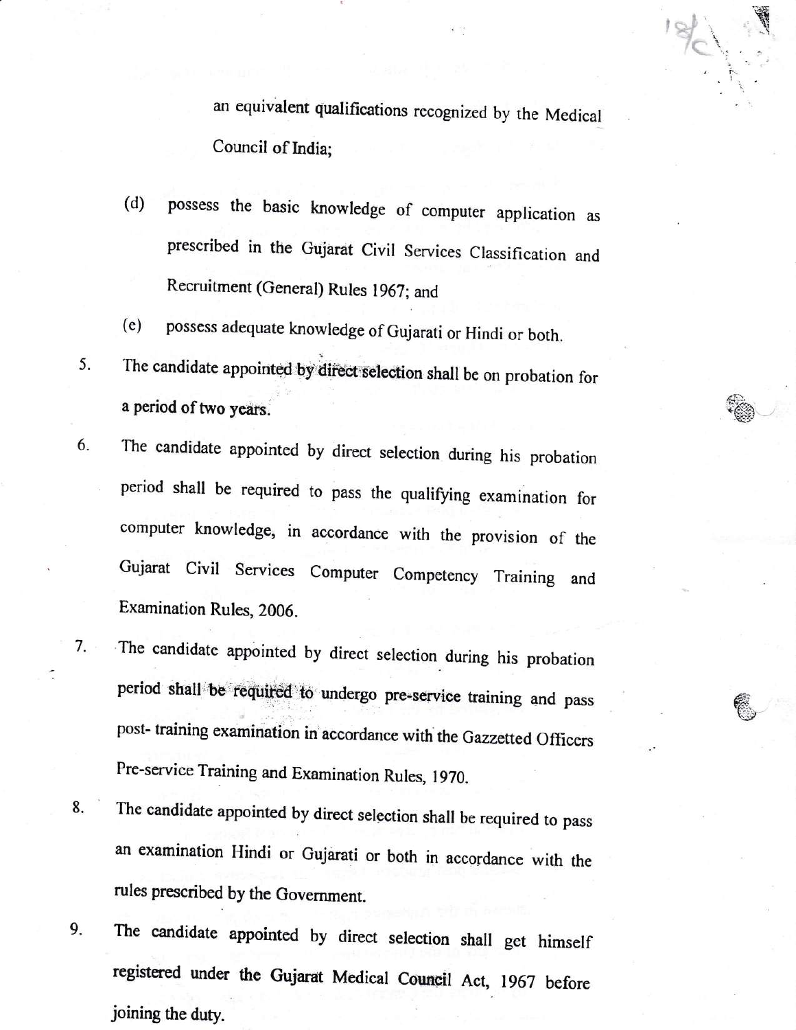an equivalent qualifications recognized by the Medical Council of India;

(d) possess the basic knowledge of computer application as prescribed in the Gujarat Civil Services Classification and Recruitment (General) Rules 1967; and

(e) possess adequate knowledge of Gujarati or Hindi or both.

5. The candidate appointed by direct selection shall be on probation for a period of two years.

6. The candidate appointed by direct selection during his probation period shall be required to pass the qualifying examination for computer knowledge, in accordance with the provision of the Gujarat Civil Services Computer Competency Training and Examination Rules, 2006.

7. The candidate appointed by direct selection during his probation period shall be required to undergo pre-service training and pass post- training examination in accordance with the Gazzetted Officers Pre-service Training and Examination Rules, 1970.

8. The candidate appointed by direct selection shall be required to pass an examination Hindi or Gujarati or both in accordance with the rules prescribed by the Government.

9. The candidate appointed by direct selection shall get himself registered under the Gujarat Medical Council Act, 1967 before joining the duty.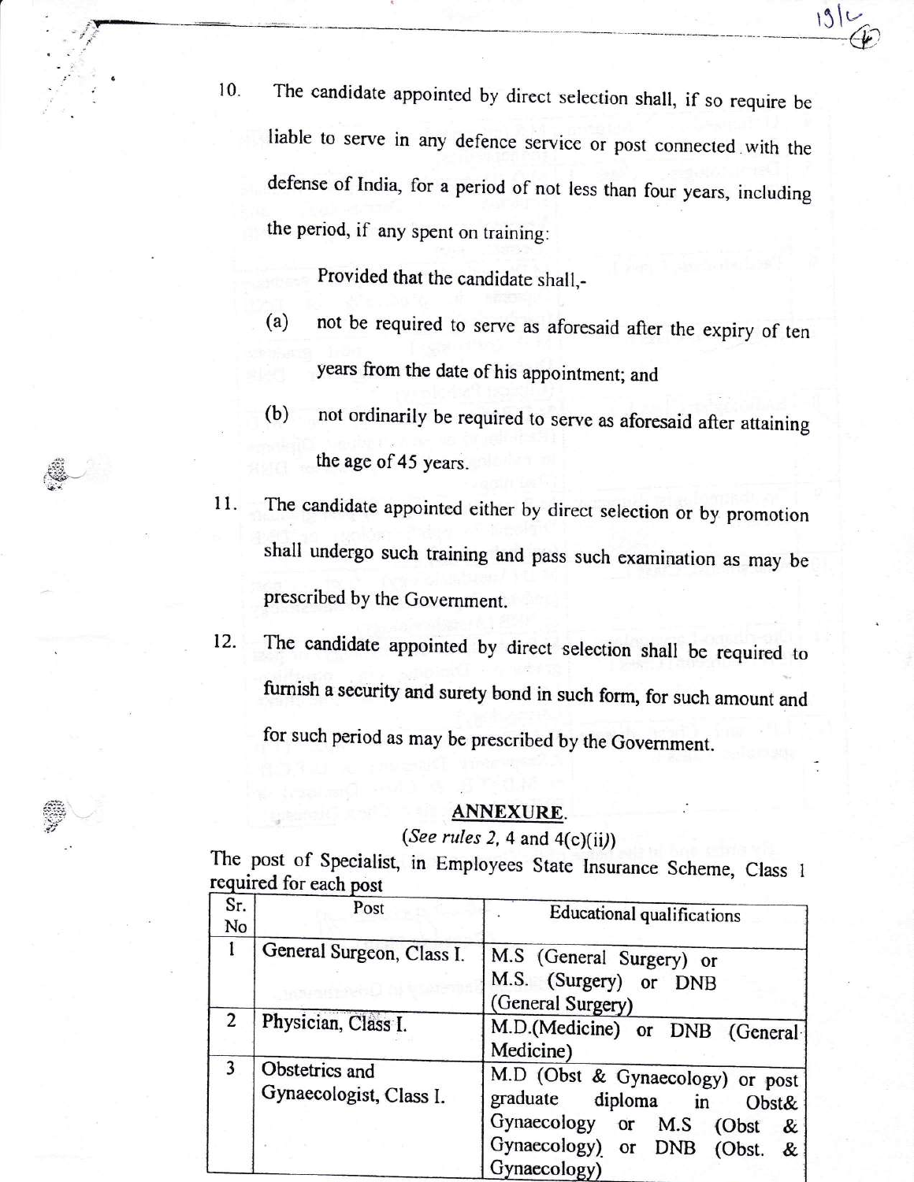10. The candidate appointed by direct selection shall, if so require be liable to serve in any defence service or post connected with the defense of India, for a period of not less than four years, including the period, if any spent on training:

    Provided that the candidate shall,-

    (a) not be required to serve as aforesaid after the expiry of ten years from the date of his appointment; and

    (b) not ordinarily be required to serve as aforesaid after attaining the age of 45 years.

11. The candidate appointed either by direct selection or by promotion shall undergo such training and pass such examination as may be prescribed by the Government.

12. The candidate appointed by direct selection shall be required to furnish a security and surety bond in such form, for such amount and for such period as may be prescribed by the Government.

## ANNEXURE.

*(See rules 2, 4 and 4(c)(ii))*

The post of Specialist, in Employees State Insurance Scheme, Class 1 required for each post

| Sr. No | Post | Educational qualifications |
|---|---|---|
| 1 | General Surgeon, Class I. | M.S (General Surgery) or M.S. (Surgery) or DNB (General Surgery) |
| 2 | Physician, Class I. | M.D.(Medicine) or DNB (General Medicine) |
| 3 | Obstetrics and Gynaecologist, Class I. | M.D (Obst & Gynaecology) or post graduate diploma in Obst& Gynaecology or M.S (Obst & Gynaecology) or DNB (Obst. & Gynaecology) |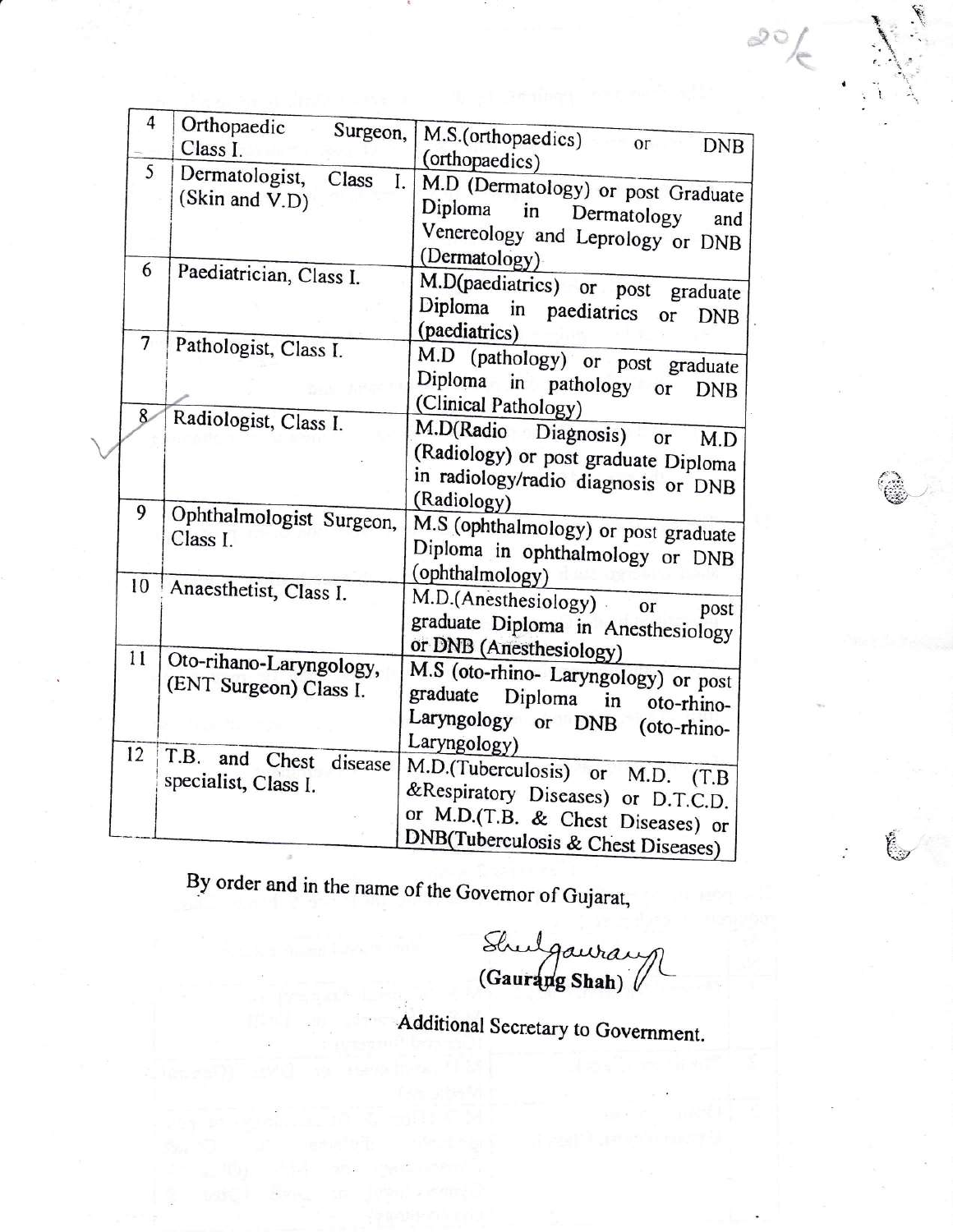| | | |
|---|---|---|
| 4 | Orthopaedic Surgeon, Class I. | M.S.(orthopaedics) or DNB (orthopaedics) |
| 5 | Dermatologist, Class I. (Skin and V.D) | M.D (Dermatology) or post Graduate Diploma in Dermatology and Venereology and Leprology or DNB (Dermatology) |
| 6 | Paediatrician, Class I. | M.D(paediatrics) or post graduate Diploma in paediatrics or DNB (paediatrics) |
| 7 | Pathologist, Class I. | M.D (pathology) or post graduate Diploma in pathology or DNB (Clinical Pathology) |
| 8 | Radiologist, Class I. | M.D(Radio Diagnosis) or M.D (Radiology) or post graduate Diploma in radiology/radio diagnosis or DNB (Radiology) |
| 9 | Ophthalmologist Surgeon, Class I. | M.S (ophthalmology) or post graduate Diploma in ophthalmology or DNB (ophthalmology) |
| 10 | Anaesthetist, Class I. | M.D.(Anesthesiology) or post graduate Diploma in Anesthesiology or DNB (Anesthesiology) |
| 11 | Oto-rihano-Laryngology, (ENT Surgeon) Class I. | M.S (oto-rhino- Laryngology) or post graduate Diploma in oto-rhino-Laryngology or DNB (oto-rhino-Laryngology) |
| 12 | T.B. and Chest disease specialist, Class I. | M.D.(Tuberculosis) or M.D. (T.B &Respiratory Diseases) or D.T.C.D. or M.D.(T.B. & Chest Diseases) or DNB(Tuberculosis & Chest Diseases) |

By order and in the name of the Governor of Gujarat,

(Gaurang Shah)

Additional Secretary to Government.